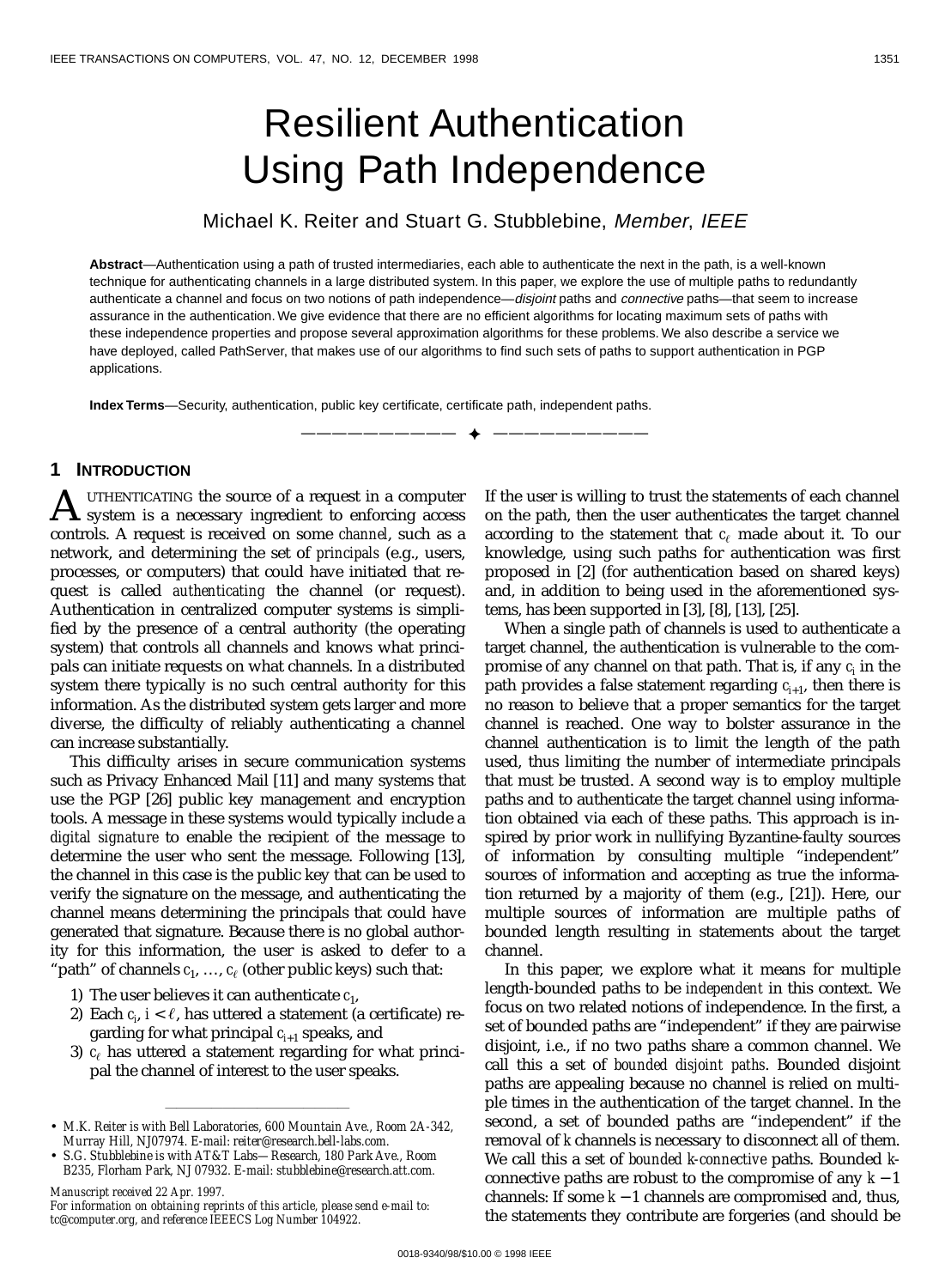# Resilient Authentication Using Path Independence

Michael K. Reiter and Stuart G. Stubblebine, *Member*, *IEEE*

**Abstract**—Authentication using a path of trusted intermediaries, each able to authenticate the next in the path, is a well-known technique for authenticating channels in a large distributed system. In this paper, we explore the use of multiple paths to redundantly authenticate a channel and focus on two notions of path independence—*disjoint* paths and *connective* paths—that seem to increase assurance in the authentication. We give evidence that there are no efficient algorithms for locating maximum sets of paths with these independence properties and propose several approximation algorithms for these problems. We also describe a service we have deployed, called PathServer, that makes use of our algorithms to find such sets of paths to support authentication in PGP applications.

**Index Terms**—Security, authentication, public key certificate, certificate path, independent paths.

## 1 Introduction

Authenticating the source of a request in a computer system is a necessary ingredient to enforcing access controls. A request is received on some *channel*, such as a network, and determining the set of *principals* (e.g., users, processes, or computers) that could have initiated that request is called *authenticating* the channel (or request). Authentication in centralized computer systems is simplified by the presence of a central authority (the operating system) that controls all channels and knows what principals can initiate requests on what channels. In a distributed system there typically is no such central authority for this information. As the distributed system gets larger and more diverse, the difficulty of reliably authenticating a channel can increase substantially.

This difficulty arises in secure communication systems such as Privacy Enhanced Mail [11] and many systems that use the PGP [26] public key management and encryption tools. A message in these systems would typically include a *digital signature* to enable the recipient of the message to determine the user who sent the message. Following [13], the channel in this case is the public key that can be used to verify the signature on the message, and authenticating the channel means determining the principals that could have generated that signature. Because there is no global authority for this information, the user is asked to defer to a "path" of channels $c_1, \ldots, c_\ell$ (other public keys) such that:

1) The user believes it can authenticate $c_1$,
2) Each $c_i$, $i < \ell$, has uttered a statement (a certificate) regarding for what principal $c_{i+1}$ speaks, and
3) $c_\ell$ has uttered a statement regarding for what principal the channel of interest to the user speaks.

If the user is willing to trust the statements of each channel on the path, then the user authenticates the target channel according to the statement that $c_\ell$ made about it. To our knowledge, using such paths for authentication was first proposed in [2] (for authentication based on shared keys) and, in addition to being used in the aforementioned systems, has been supported in [3], [8], [13], [25].

When a single path of channels is used to authenticate a target channel, the authentication is vulnerable to the compromise of any channel on that path. That is, if any $c_i$ in the path provides a false statement regarding $c_{i+1}$, then there is no reason to believe that a proper semantics for the target channel is reached. One way to bolster assurance in the channel authentication is to limit the length of the path used, thus limiting the number of intermediate principals that must be trusted. A second way is to employ multiple paths and to authenticate the target channel using information obtained via each of these paths. This approach is inspired by prior work in nullifying Byzantine-faulty sources of information by consulting multiple "independent" sources of information and accepting as true the information returned by a majority of them (e.g., [21]). Here, our multiple sources of information are multiple paths of bounded length resulting in statements about the target channel.

In this paper, we explore what it means for multiple length-bounded paths to be *independent* in this context. We focus on two related notions of independence. In the first, a set of bounded paths are "independent" if they are pairwise disjoint, i.e., if no two paths share a common channel. We call this a set of *bounded disjoint paths*. Bounded disjoint paths are appealing because no channel is relied on multiple times in the authentication of the target channel. In the second, a set of bounded paths are "independent" if the removal of $k$ channels is necessary to disconnect all of them. We call this a set of *bounded k-connective* paths. Bounded $k$-connective paths are robust to the compromise of any $k - 1$ channels: If some $k - 1$ channels are compromised and, thus, the statements they contribute are forgeries (and should be

- *M.K. Reiter is with Bell Laboratories, 600 Mountain Ave., Room 2A-342, Murray Hill, NJ07974. E-mail: reiter@research.bell-labs.com.*
- *S.G. Stubblebine is with AT&T Labs—Research, 180 Park Ave., Room B235, Florham Park, NJ 07932. E-mail: stubblebine@research.att.com.*

*Manuscript received 22 Apr. 1997.*
*For information on obtaining reprints of this article, please send e-mail to: tc@computer.org, and reference IEEECS Log Number 104922.*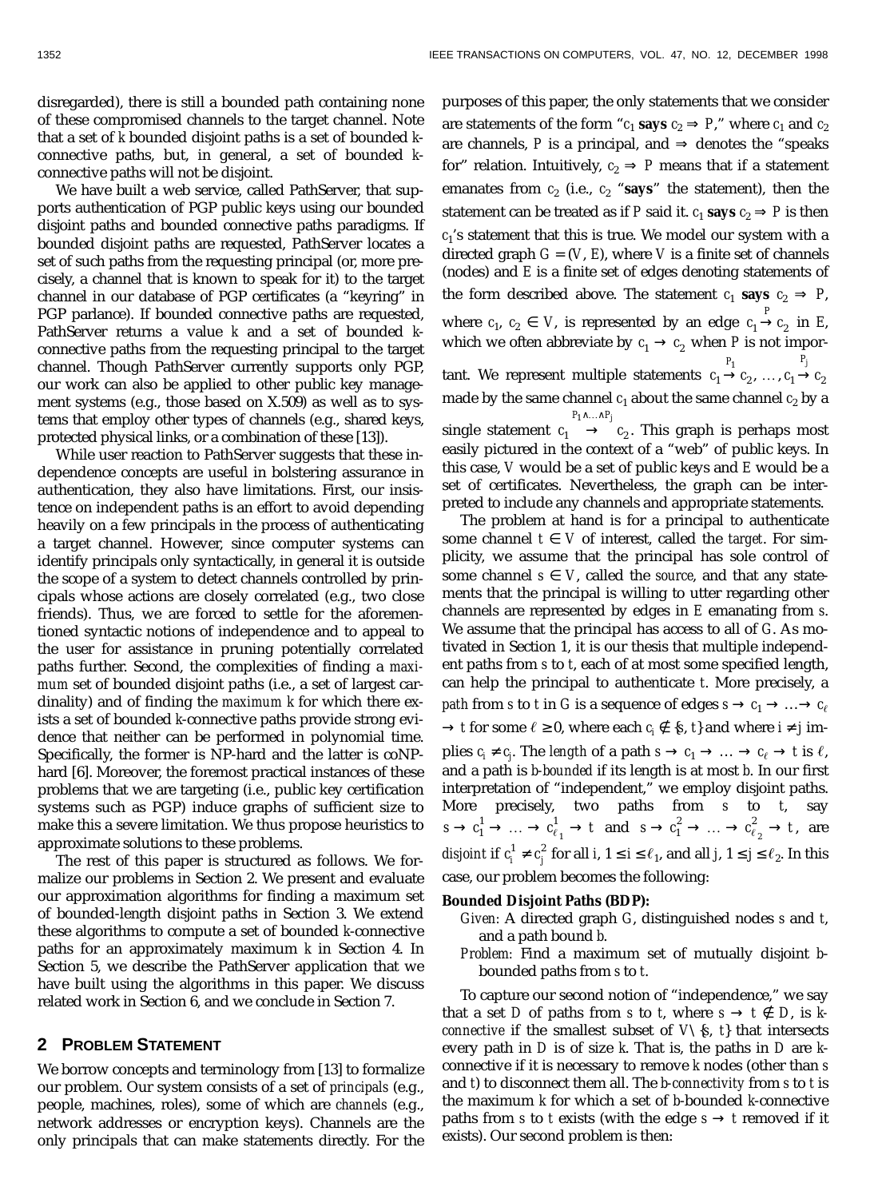disregarded), there is still a bounded path containing none of these compromised channels to the target channel. Note that a set of $k$ bounded disjoint paths is a set of bounded $k$-connective paths, but, in general, a set of bounded $k$-connective paths will not be disjoint.

We have built a web service, called PathServer, that supports authentication of PGP public keys using our bounded disjoint paths and bounded connective paths paradigms. If bounded disjoint paths are requested, PathServer locates a set of such paths from the requesting principal (or, more precisely, a channel that is known to speak for it) to the target channel in our database of PGP certificates (a "keyring" in PGP parlance). If bounded connective paths are requested, PathServer returns a value $k$ and a set of bounded $k$-connective paths from the requesting principal to the target channel. Though PathServer currently supports only PGP, our work can also be applied to other public key management systems (e.g., those based on X.509) as well as to systems that employ other types of channels (e.g., shared keys, protected physical links, or a combination of these [13]).

While user reaction to PathServer suggests that these independence concepts are useful in bolstering assurance in authentication, they also have limitations. First, our insistence on independent paths is an effort to avoid depending heavily on a few principals in the process of authenticating a target channel. However, since computer systems can identify principals only syntactically, in general it is outside the scope of a system to detect channels controlled by principals whose actions are closely correlated (e.g., two close friends). Thus, we are forced to settle for the aforementioned syntactic notions of independence and to appeal to the user for assistance in pruning potentially correlated paths further. Second, the complexities of finding a *maximum* set of bounded disjoint paths (i.e., a set of largest cardinality) and of finding the *maximum* $k$ for which there exists a set of bounded $k$-connective paths provide strong evidence that neither can be performed in polynomial time. Specifically, the former is NP-hard and the latter is coNP-hard [6]. Moreover, the foremost practical instances of these problems that we are targeting (i.e., public key certification systems such as PGP) induce graphs of sufficient size to make this a severe limitation. We thus propose heuristics to approximate solutions to these problems.

The rest of this paper is structured as follows. We formalize our problems in Section 2. We present and evaluate our approximation algorithms for finding a maximum set of bounded-length disjoint paths in Section 3. We extend these algorithms to compute a set of bounded $k$-connective paths for an approximately maximum $k$ in Section 4. In Section 5, we describe the PathServer application that we have built using the algorithms in this paper. We discuss related work in Section 6, and we conclude in Section 7.

## 2 Problem Statement

We borrow concepts and terminology from [13] to formalize our problem. Our system consists of a set of *principals* (e.g., people, machines, roles), some of which are *channels* (e.g., network addresses or encryption keys). Channels are the only principals that can make statements directly. For the purposes of this paper, the only statements that we consider are statements of the form "$c_1$ **says** $c_2 \Rightarrow P$," where $c_1$ and $c_2$ are channels, $P$ is a principal, and $\Rightarrow$ denotes the "speaks for" relation. Intuitively, $c_2 \Rightarrow P$ means that if a statement emanates from $c_2$ (i.e., $c_2$ "**says**" the statement), then the statement can be treated as if $P$ said it. $c_1$ **says** $c_2 \Rightarrow P$ is then $c_1$'s statement that this is true. We model our system with a directed graph $G = (V, E)$, where $V$ is a finite set of channels (nodes) and $E$ is a finite set of edges denoting statements of the form described above. The statement $c_1$ **says** $c_2 \Rightarrow P$, where $c_1, c_2 \in V$, is represented by an edge $c_1 \xrightarrow{P} c_2$ in $E$, which we often abbreviate by $c_1 \rightarrow c_2$ when $P$ is not important. We represent multiple statements $c_1 \xrightarrow{P_1} c_2, \ldots, c_1 \xrightarrow{P_j} c_2$ made by the same channel $c_1$ about the same channel $c_2$ by a single statement $c_1 \xrightarrow{P_1 \wedge \ldots \wedge P_j} c_2$. This graph is perhaps most easily pictured in the context of a "web" of public keys. In this case, $V$ would be a set of public keys and $E$ would be a set of certificates. Nevertheless, the graph can be interpreted to include any channels and appropriate statements.

The problem at hand is for a principal to authenticate some channel $t \in V$ of interest, called the *target*. For simplicity, we assume that the principal has sole control of some channel $s \in V$, called the *source*, and that any statements that the principal is willing to utter regarding other channels are represented by edges in $E$ emanating from $s$. We assume that the principal has access to all of $G$. As motivated in Section 1, it is our thesis that multiple independent paths from $s$ to $t$, each of at most some specified length, can help the principal to authenticate $t$. More precisely, a *path* from $s$ to $t$ in $G$ is a sequence of edges $s \rightarrow c_1 \rightarrow \ldots \rightarrow c_\ell \rightarrow t$ for some $\ell \geq 0$, where each $c_i \notin \{s, t\}$ and where $i \neq j$ implies $c_i \neq c_j$. The *length* of a path $s \rightarrow c_1 \rightarrow \ldots \rightarrow c_\ell \rightarrow t$ is $\ell$, and a path is *b-bounded* if its length is at most $b$. In our first interpretation of "independent," we employ disjoint paths. More precisely, two paths from $s$ to $t$, say $s \rightarrow c_1^1 \rightarrow \ldots \rightarrow c_{\ell_1}^1 \rightarrow t$ and $s \rightarrow c_1^2 \rightarrow \ldots \rightarrow c_{\ell_2}^2 \rightarrow t$, are *disjoint* if $c_i^1 \neq c_j^2$ for all $i$, $1 \leq i \leq \ell_1$, and all $j$, $1 \leq j \leq \ell_2$. In this case, our problem becomes the following:

**Bounded Disjoint Paths (BDP):**

*Given:* A directed graph $G$, distinguished nodes $s$ and $t$, and a path bound $b$.

*Problem:* Find a maximum set of mutually disjoint $b$-bounded paths from $s$ to $t$.

To capture our second notion of "independence," we say that a set $D$ of paths from $s$ to $t$, where $s \rightarrow t \notin D$, is *k-connective* if the smallest subset of $V \setminus \{s, t\}$ that intersects every path in $D$ is of size $k$. That is, the paths in $D$ are $k$-connective if it is necessary to remove $k$ nodes (other than $s$ and $t$) to disconnect them all. The *b-connectivity* from $s$ to $t$ is the maximum $k$ for which a set of $b$-bounded $k$-connective paths from $s$ to $t$ exists (with the edge $s \rightarrow t$ removed if it exists). Our second problem is then: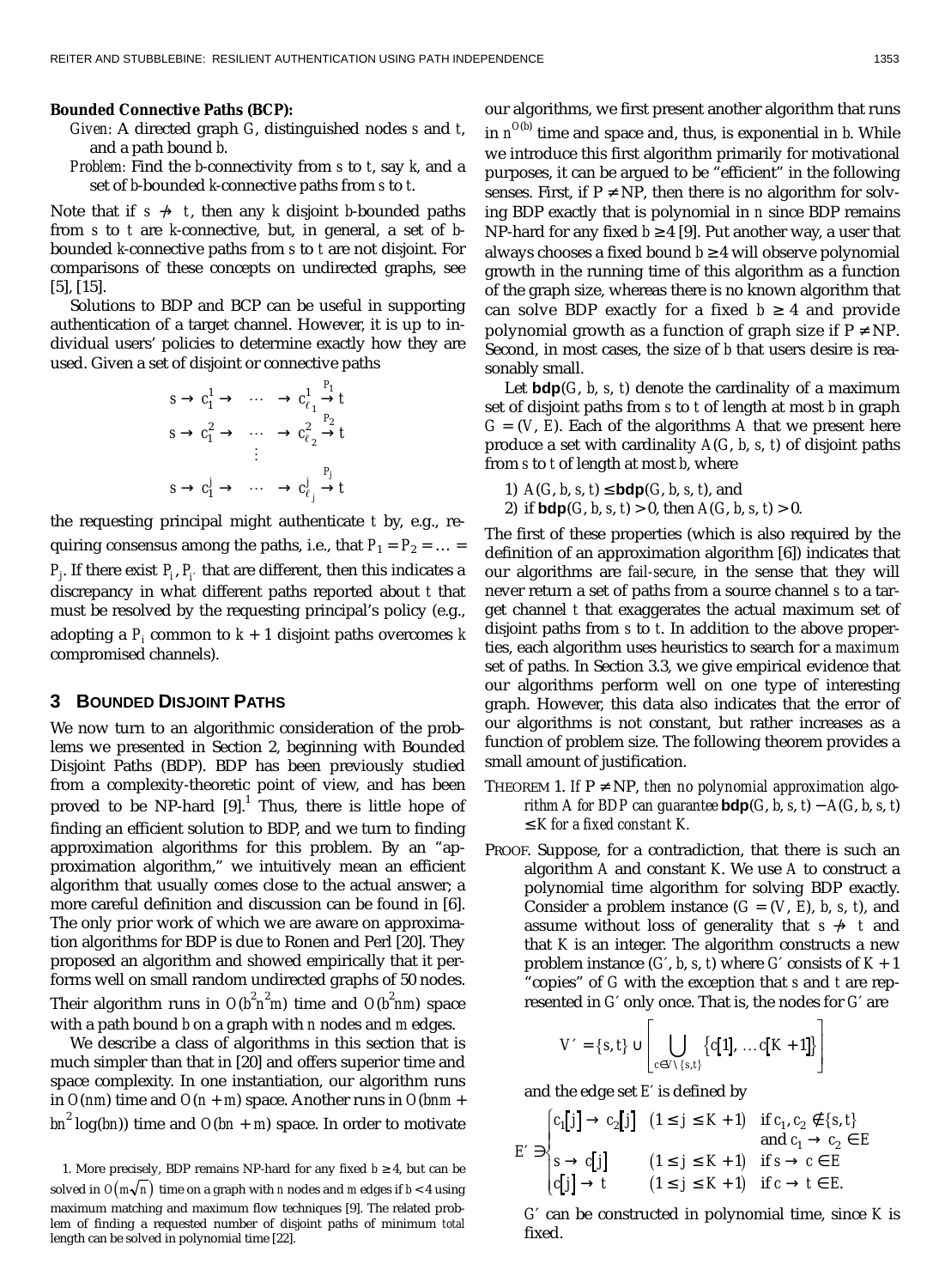**Bounded Connective Paths (BCP):**

*Given:* A directed graph $G$, distinguished nodes $s$ and $t$, and a path bound $b$.

*Problem:* Find the $b$-connectivity from $s$ to $t$, say $k$, and a set of $b$-bounded $k$-connective paths from $s$ to $t$.

Note that if $s \not\rightarrow t$, then any $k$ disjoint $b$-bounded paths from $s$ to $t$ are $k$-connective, but, in general, a set of $b$-bounded $k$-connective paths from $s$ to $t$ are not disjoint. For comparisons of these concepts on undirected graphs, see [5], [15].

Solutions to BDP and BCP can be useful in supporting authentication of a target channel. However, it is up to individual users' policies to determine exactly how they are used. Given a set of disjoint or connective paths

$$
\begin{array}{c}
s \rightarrow c_1^1 \rightarrow \cdots \rightarrow c_{\ell_1}^1 \stackrel{P_1}{\rightarrow} t \\
s \rightarrow c_1^2 \rightarrow \cdots \rightarrow c_{\ell_2}^2 \stackrel{P_2}{\rightarrow} t \\
\vdots \\
s \rightarrow c_1^j \rightarrow \cdots \rightarrow c_{\ell_j}^j \stackrel{P_j}{\rightarrow} t
\end{array}
$$

the requesting principal might authenticate $t$ by, e.g., requiring consensus among the paths, i.e., that $P_1 = P_2 = \ldots = P_j$. If there exist $P_i, P_{i'}$ that are different, then this indicates a discrepancy in what different paths reported about $t$ that must be resolved by the requesting principal's policy (e.g., adopting a $P_i$ common to $k + 1$ disjoint paths overcomes $k$ compromised channels).

## 3 Bounded Disjoint Paths

We now turn to an algorithmic consideration of the problems we presented in Section 2, beginning with Bounded Disjoint Paths (BDP). BDP has been previously studied from a complexity-theoretic point of view, and has been proved to be NP-hard [9].[1] Thus, there is little hope of finding an efficient solution to BDP, and we turn to finding approximation algorithms for this problem. By an "approximation algorithm," we intuitively mean an efficient algorithm that usually comes close to the actual answer; a more careful definition and discussion can be found in [6]. The only prior work of which we are aware on approximation algorithms for BDP is due to Ronen and Perl [20]. They proposed an algorithm and showed empirically that it performs well on small random undirected graphs of 50 nodes. Their algorithm runs in $O(b^2n^2m)$ time and $O(b^2nm)$ space with a path bound $b$ on a graph with $n$ nodes and $m$ edges.

We describe a class of algorithms in this section that is much simpler than that in [20] and offers superior time and space complexity. In one instantiation, our algorithm runs in $O(nm)$ time and $O(n + m)$ space. Another runs in $O(bnm + bn^2 \log(bn))$ time and $O(bn + m)$ space. In order to motivate our algorithms, we first present another algorithm that runs in $n^{O(b)}$ time and space and, thus, is exponential in $b$. While we introduce this first algorithm primarily for motivational purposes, it can be argued to be "efficient" in the following senses. First, if P ≠ NP, then there is no algorithm for solving BDP exactly that is polynomial in $n$ since BDP remains NP-hard for any fixed $b \geq 4$ [9]. Put another way, a user that always chooses a fixed bound $b \geq 4$ will observe polynomial growth in the running time of this algorithm as a function of the graph size, whereas there is no known algorithm that can solve BDP exactly for a fixed $b \geq 4$ and provide polynomial growth as a function of graph size if P ≠ NP. Second, in most cases, the size of $b$ that users desire is reasonably small.

Let $\mathbf{bdp}(G, b, s, t)$ denote the cardinality of a maximum set of disjoint paths from $s$ to $t$ of length at most $b$ in graph $G = (V, E)$. Each of the algorithms $A$ that we present here produce a set with cardinality $A(G, b, s, t)$ of disjoint paths from $s$ to $t$ of length at most $b$, where

1) $A(G, b, s, t) \leq \mathbf{bdp}(G, b, s, t)$, and
2) if $\mathbf{bdp}(G, b, s, t) > 0$, then $A(G, b, s, t) > 0$.

The first of these properties (which is also required by the definition of an approximation algorithm [6]) indicates that our algorithms are *fail-secure*, in the sense that they will never return a set of paths from a source channel $s$ to a target channel $t$ that exaggerates the actual maximum set of disjoint paths from $s$ to $t$. In addition to the above properties, each algorithm uses heuristics to search for a *maximum* set of paths. In Section 3.3, we give empirical evidence that our algorithms perform well on one type of interesting graph. However, this data also indicates that the error of our algorithms is not constant, but rather increases as a function of problem size. The following theorem provides a small amount of justification.

THEOREM 1. *If P ≠ NP, then no polynomial approximation algorithm $A$ for BDP can guarantee $\mathbf{bdp}(G, b, s, t) - A(G, b, s, t) \leq K$ for a fixed constant $K$.*

PROOF. Suppose, for a contradiction, that there is such an algorithm $A$ and constant $K$. We use $A$ to construct a polynomial time algorithm for solving BDP exactly. Consider a problem instance $(G = (V, E), b, s, t)$, and assume without loss of generality that $s \not\rightarrow t$ and that $K$ is an integer. The algorithm constructs a new problem instance $(G', b, s, t)$ where $G'$ consists of $K + 1$ "copies" of $G$ with the exception that $s$ and $t$ are represented in $G'$ only once. That is, the nodes for $G'$ are

$$V' = \{s, t\} \cup \left[ \bigcup_{c \in V \setminus \{s,t\}} \{c[1], \ldots c[K+1]\} \right]$$

and the edge set $E'$ is defined by

$$
E' \ni \begin{cases}
c_1[j] \rightarrow c_2[j] & (1 \leq j \leq K+1) \quad \text{if } c_1, c_2 \notin \{s, t\} \\
 & \qquad\qquad\qquad\quad \text{and } c_1 \rightarrow c_2 \in E \\
s \rightarrow c[j] & (1 \leq j \leq K+1) \quad \text{if } s \rightarrow c \in E \\
c[j] \rightarrow t & (1 \leq j \leq K+1) \quad \text{if } c \rightarrow t \in E.
\end{cases}
$$

$G'$ can be constructed in polynomial time, since $K$ is fixed.

---

1. More precisely, BDP remains NP-hard for any fixed $b \geq 4$, but can be solved in $O(m\sqrt{n})$ time on a graph with $n$ nodes and $m$ edges if $b < 4$ using maximum matching and maximum flow techniques [9]. The related problem of finding a requested number of disjoint paths of minimum *total* length can be solved in polynomial time [22].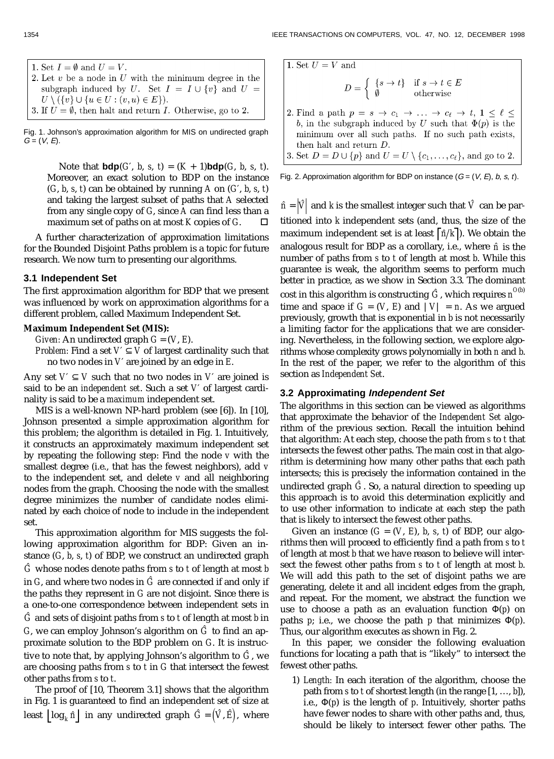1. Set $I = \emptyset$ and $U = V$.
2. Let $v$ be a node in $U$ with the minimum degree in the subgraph induced by $U$. Set $I = I \cup \{v\}$ and $U = U \setminus (\{v\} \cup \{u \in U : (v,u) \in E\})$.
3. If $U = \emptyset$, then halt and return $I$. Otherwise, go to 2.

Fig. 1. Johnson's approximation algorithm for MIS on undirected graph $G = (V, E)$.

> Note that $\mathbf{bdp}(G', b, s, t) = (K + 1)\mathbf{bdp}(G, b, s, t)$. Moreover, an exact solution to BDP on the instance $(G, b, s, t)$ can be obtained by running $A$ on $(G', b, s, t)$ and taking the largest subset of paths that $A$ selected from any single copy of $G$, since $A$ can find less than a maximum set of paths on at most $K$ copies of $G$. □

A further characterization of approximation limitations for the Bounded Disjoint Paths problem is a topic for future research. We now turn to presenting our algorithms.

### 3.1 Independent Set

The first approximation algorithm for BDP that we present was influenced by work on approximation algorithms for a different problem, called Maximum Independent Set.

**Maximum Independent Set (MIS):**

*Given:* An undirected graph $G = (V, E)$.

*Problem:* Find a set $V' \subseteq V$ of largest cardinality such that no two nodes in $V'$ are joined by an edge in $E$.

Any set $V' \subseteq V$ such that no two nodes in $V'$ are joined is said to be an *independent set*. Such a set $V'$ of largest cardinality is said to be a *maximum* independent set.

MIS is a well-known NP-hard problem (see [6]). In [10], Johnson presented a simple approximation algorithm for this problem; the algorithm is detailed in Fig. 1. Intuitively, it constructs an approximately maximum independent set by repeating the following step: Find the node $v$ with the smallest degree (i.e., that has the fewest neighbors), add $v$ to the independent set, and delete $v$ and all neighboring nodes from the graph. Choosing the node with the smallest degree minimizes the number of candidate nodes eliminated by each choice of node to include in the independent set.

This approximation algorithm for MIS suggests the following approximation algorithm for BDP: Given an instance $(G, b, s, t)$ of BDP, we construct an undirected graph $\hat{G}$ whose nodes denote paths from $s$ to $t$ of length at most $b$ in $G$, and where two nodes in $\hat{G}$ are connected if and only if the paths they represent in $G$ are not disjoint. Since there is a one-to-one correspondence between independent sets in $\hat{G}$ and sets of disjoint paths from $s$ to $t$ of length at most $b$ in $G$, we can employ Johnson's algorithm on $\hat{G}$ to find an approximate solution to the BDP problem on $G$. It is instructive to note that, by applying Johnson's algorithm to $\hat{G}$, we are choosing paths from $s$ to $t$ in $G$ that intersect the fewest other paths from $s$ to $t$.

The proof of [10, Theorem 3.1] shows that the algorithm in Fig. 1 is guaranteed to find an independent set of size at least $\lfloor \log_k \hat{n} \rfloor$ in any undirected graph $\hat{G} = (\hat{V}, \hat{E})$, where $\hat{n} = |\hat{V}|$ and $k$ is the smallest integer such that $\hat{V}$ can be partitioned into $k$ independent sets (and, thus, the size of the maximum independent set is at least $\lceil \hat{n}/k \rceil$). We obtain the analogous result for BDP as a corollary, i.e., where $\hat{n}$ is the number of paths from $s$ to $t$ of length at most $b$. While this guarantee is weak, the algorithm seems to perform much better in practice, as we show in Section 3.3. The dominant cost in this algorithm is constructing $\hat{G}$, which requires $n^{O(b)}$ time and space if $G = (V, E)$ and $|V| = n$. As we argued previously, growth that is exponential in $b$ is not necessarily a limiting factor for the applications that we are considering. Nevertheless, in the following section, we explore algorithms whose complexity grows polynomially in both $n$ and $b$. In the rest of the paper, we refer to the algorithm of this section as *Independent Set*.

1. Set $U = V$ and
$$D = \begin{cases} \{s \to t\} & \text{if } s \to t \in E \\ \emptyset & \text{otherwise} \end{cases}$$
2. Find a path $p = s \to c_1 \to \ldots \to c_\ell \to t$, $1 \leq \ell \leq b$, in the subgraph induced by $U$ such that $\Phi(p)$ is the minimum over all such paths. If no such path exists, then halt and return $D$.
3. Set $D = D \cup \{p\}$ and $U = U \setminus \{c_1, \ldots, c_\ell\}$, and go to 2.

Fig. 2. Approximation algorithm for BDP on instance $(G = (V, E), b, s, t)$.

### 3.2 Approximating *Independent Set*

The algorithms in this section can be viewed as algorithms that approximate the behavior of the *Independent Set* algorithm of the previous section. Recall the intuition behind that algorithm: At each step, choose the path from $s$ to $t$ that intersects the fewest other paths. The main cost in that algorithm is determining how many other paths that each path intersects; this is precisely the information contained in the undirected graph $\hat{G}$. So, a natural direction to speeding up this approach is to avoid this determination explicitly and to use other information to indicate at each step the path that is likely to intersect the fewest other paths.

Given an instance $(G = (V, E), b, s, t)$ of BDP, our algorithms then will proceed to efficiently find a path from $s$ to $t$ of length at most $b$ that we have reason to believe will intersect the fewest other paths from $s$ to $t$ of length at most $b$. We will add this path to the set of disjoint paths we are generating, delete it and all incident edges from the graph, and repeat. For the moment, we abstract the function we use to choose a path as an evaluation function $\Phi(p)$ on paths $p$; i.e., we choose the path $p$ that minimizes $\Phi(p)$. Thus, our algorithm executes as shown in Fig. 2.

In this paper, we consider the following evaluation functions for locating a path that is "likely" to intersect the fewest other paths.

1) *Length:* In each iteration of the algorithm, choose the path from $s$ to $t$ of shortest length (in the range $[1, \ldots, b]$), i.e., $\Phi(p)$ is the length of $p$. Intuitively, shorter paths have fewer nodes to share with other paths and, thus, should be likely to intersect fewer other paths. The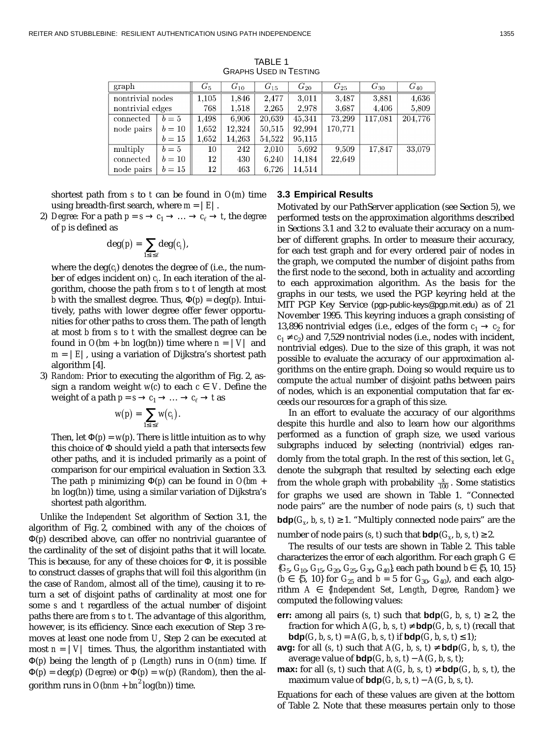TABLE 1
GRAPHS USED IN TESTING

| graph | | $G_5$ | $G_{10}$ | $G_{15}$ | $G_{20}$ | $G_{25}$ | $G_{30}$ | $G_{40}$ |
|---|---|---|---|---|---|---|---|---|
| nontrivial nodes | | 1,105 | 1,846 | 2,477 | 3,011 | 3,487 | 3,881 | 4,636 |
| nontrivial edges | | 768 | 1,518 | 2,265 | 2,978 | 3,687 | 4,406 | 5,809 |
| connected | $b = 5$ | 1,498 | 6,906 | 20,639 | 45,341 | 73,299 | 117,081 | 204,776 |
| node pairs | $b = 10$ | 1,652 | 12,324 | 50,515 | 92,994 | 170,771 | | |
| | $b = 15$ | 1,652 | 14,263 | 54,522 | 95,115 | | | |
| multiply | $b = 5$ | 10 | 242 | 2,010 | 5,692 | 9,509 | 17,847 | 33,079 |
| connected | $b = 10$ | 12 | 430 | 6,240 | 14,184 | 22,649 | | |
| node pairs | $b = 15$ | 12 | 463 | 6,726 | 14,514 | | | |

shortest path from $s$ to $t$ can be found in $O(m)$ time using breadth-first search, where $m = |E|$.

2) *Degree:* For a path $p = s \to c_1 \to \ldots \to c_\ell \to t$, the *degree* of $p$ is defined as

$$\deg(p) = \sum_{1 \le i \le \ell} \deg(c_i),$$

where the $\deg(c_i)$ denotes the degree of (i.e., the number of edges incident on) $c_i$. In each iteration of the algorithm, choose the path from $s$ to $t$ of length at most $b$ with the smallest degree. Thus, $\Phi(p) = \deg(p)$. Intuitively, paths with lower degree offer fewer opportunities for other paths to cross them. The path of length at most $b$ from $s$ to $t$ with the smallest degree can be found in $O(bm + bn \log(bn))$ time where $n = |V|$ and $m = |E|$, using a variation of Dijkstra's shortest path algorithm [4].

3) *Random:* Prior to executing the algorithm of Fig. 2, assign a random weight $w(c)$ to each $c \in V$. Define the weight of a path $p = s \to c_1 \to \ldots \to c_\ell \to t$ as

$$w(p) = \sum_{1 \le i \le \ell} w(c_i).$$

Then, let $\Phi(p) = w(p)$. There is little intuition as to why this choice of $\Phi$ should yield a path that intersects few other paths, and it is included primarily as a point of comparison for our empirical evaluation in Section 3.3. The path $p$ minimizing $\Phi(p)$ can be found in $O(bm + bn \log(bn))$ time, using a similar variation of Dijkstra's shortest path algorithm.

Unlike the *Independent Set* algorithm of Section 3.1, the algorithm of Fig. 2, combined with any of the choices of $\Phi(p)$ described above, can offer no nontrivial guarantee of the cardinality of the set of disjoint paths that it will locate. This is because, for any of these choices for $\Phi$, it is possible to construct classes of graphs that will foil this algorithm (in the case of *Random*, almost all of the time), causing it to return a set of disjoint paths of cardinality at most one for some $s$ and $t$ regardless of the actual number of disjoint paths there are from $s$ to $t$. The advantage of this algorithm, however, is its efficiency. Since each execution of Step 3 removes at least one node from $U$, Step 2 can be executed at most $n = |V|$ times. Thus, the algorithm instantiated with $\Phi(p)$ being the length of $p$ (*Length*) runs in $O(nm)$ time. If $\Phi(p) = \deg(p)$ (*Degree*) or $\Phi(p) = w(p)$ (*Random*), then the algorithm runs in $O(bnm + bn^2 \log(bn))$ time.

### 3.3 Empirical Results

Motivated by our PathServer application (see Section 5), we performed tests on the approximation algorithms described in Sections 3.1 and 3.2 to evaluate their accuracy on a number of different graphs. In order to measure their accuracy, for each test graph and for every ordered pair of nodes in the graph, we computed the number of disjoint paths from the first node to the second, both in actuality and according to each approximation algorithm. As the basis for the graphs in our tests, we used the PGP keyring held at the MIT PGP Key Service (pgp-public-keys@pgp.mit.edu) as of 21 November 1995. This keyring induces a graph consisting of 13,896 nontrivial edges (i.e., edges of the form $c_1 \to c_2$ for $c_1 \neq c_2$) and 7,529 nontrivial nodes (i.e., nodes with incident, nontrivial edges). Due to the size of this graph, it was not possible to evaluate the accuracy of our approximation algorithms on the entire graph. Doing so would require us to compute the *actual* number of disjoint paths between pairs of nodes, which is an exponential computation that far exceeds our resources for a graph of this size.

In an effort to evaluate the accuracy of our algorithms despite this hurdle and also to learn how our algorithms performed as a function of graph size, we used various subgraphs induced by selecting (nontrivial) edges randomly from the total graph. In the rest of this section, let $G_x$ denote the subgraph that resulted by selecting each edge from the whole graph with probability $\frac{x}{100}$. Some statistics for graphs we used are shown in Table 1. "Connected node pairs" are the number of node pairs $(s, t)$ such that $\mathbf{bdp}(G_x, b, s, t) \geq 1$. "Multiply connected node pairs" are the number of node pairs $(s, t)$ such that $\mathbf{bdp}(G_x, b, s, t) \geq 2$.

The results of our tests are shown in Table 2. This table characterizes the error of each algorithm. For each graph $G \in \{G_5, G_{10}, G_{15}, G_{20}, G_{25}, G_{30}, G_{40}\}$, each path bound $b \in \{5, 10, 15\}$ ($b \in \{5, 10\}$ for $G_{25}$ and $b = 5$ for $G_{30}$, $G_{40}$), and each algorithm $A \in \{$*Independent Set*, *Length*, *Degree*, *Random*$\}$ we computed the following values:

- **err:** among all pairs $(s, t)$ such that $\mathbf{bdp}(G, b, s, t) \geq 2$, the fraction for which $A(G, b, s, t) \neq \mathbf{bdp}(G, b, s, t)$ (recall that $\mathbf{bdp}(G, b, s, t) = A(G, b, s, t)$ if $\mathbf{bdp}(G, b, s, t) \leq 1$);
- **avg:** for all $(s, t)$ such that $A(G, b, s, t) \neq \mathbf{bdp}(G, b, s, t)$, the average value of $\mathbf{bdp}(G, b, s, t) - A(G, b, s, t)$;
- **max:** for all $(s, t)$ such that $A(G, b, s, t) \neq \mathbf{bdp}(G, b, s, t)$, the maximum value of $\mathbf{bdp}(G, b, s, t) - A(G, b, s, t)$.

Equations for each of these values are given at the bottom of Table 2. Note that these measures pertain only to those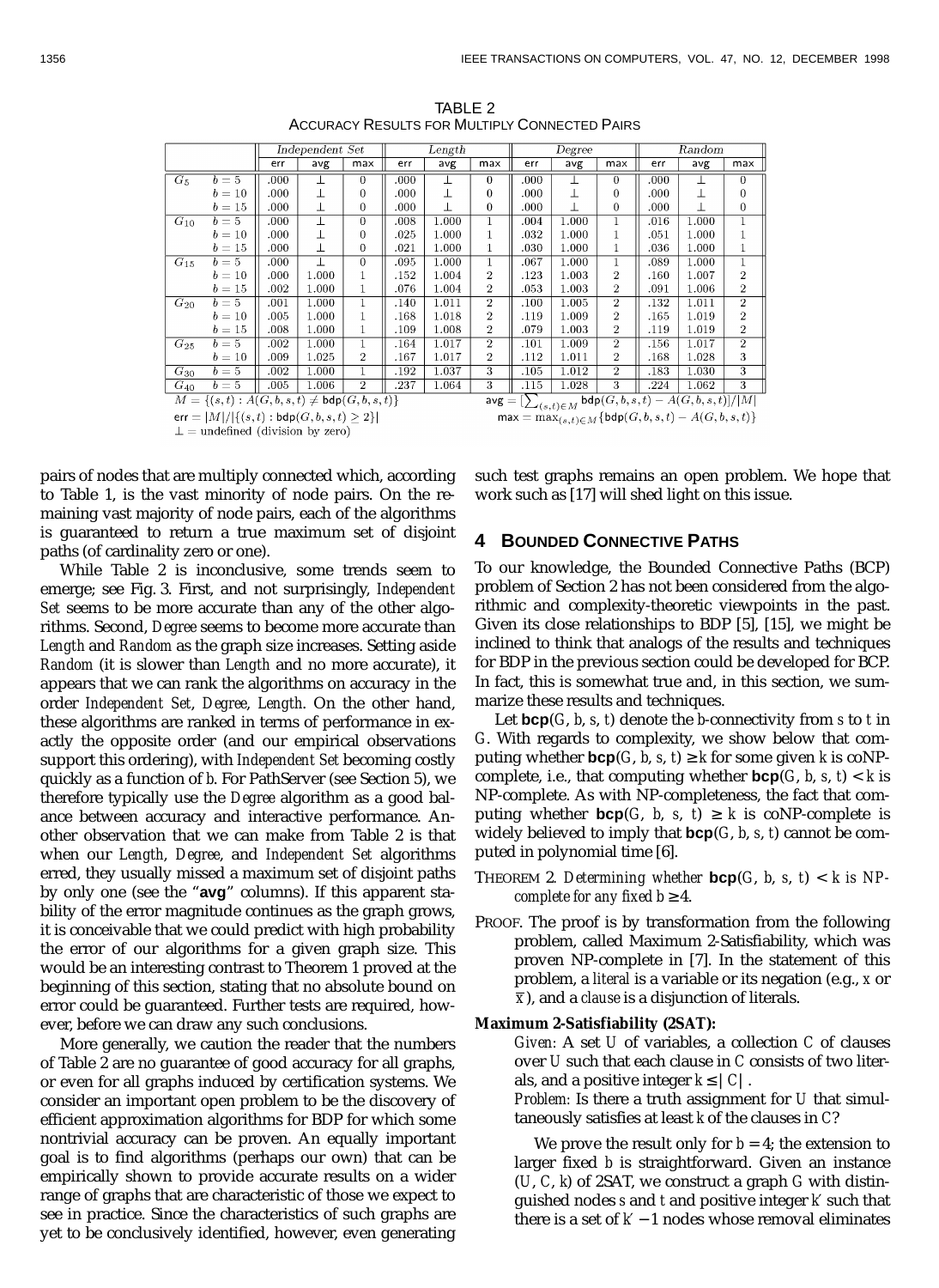TABLE 2
ACCURACY RESULTS FOR MULTIPLY CONNECTED PAIRS

| | | *Independent Set* | | | *Length* | | | *Degree* | | | *Random* | | |
|---|---|---|---|---|---|---|---|---|---|---|---|---|---|
| | | err | avg | max | err | avg | max | err | avg | max | err | avg | max |
| $G_5$ | $b = 5$ | .000 | ⊥ | 0 | .000 | ⊥ | 0 | .000 | ⊥ | 0 | .000 | ⊥ | 0 |
| | $b = 10$ | .000 | ⊥ | 0 | .000 | ⊥ | 0 | .000 | ⊥ | 0 | .000 | ⊥ | 0 |
| | $b = 15$ | .000 | ⊥ | 0 | .000 | ⊥ | 0 | .000 | ⊥ | 0 | .000 | ⊥ | 0 |
| $G_{10}$ | $b = 5$ | .000 | ⊥ | 0 | .008 | 1.000 | 1 | .004 | 1.000 | 1 | .016 | 1.000 | 1 |
| | $b = 10$ | .000 | ⊥ | 0 | .025 | 1.000 | 1 | .032 | 1.000 | 1 | .051 | 1.000 | 1 |
| | $b = 15$ | .000 | ⊥ | 0 | .021 | 1.000 | 1 | .030 | 1.000 | 1 | .036 | 1.000 | 1 |
| $G_{15}$ | $b = 5$ | .000 | ⊥ | 0 | .095 | 1.000 | 1 | .067 | 1.000 | 1 | .089 | 1.000 | 1 |
| | $b = 10$ | .000 | 1.000 | 1 | .152 | 1.004 | 2 | .123 | 1.003 | 2 | .160 | 1.007 | 2 |
| | $b = 15$ | .002 | 1.000 | 1 | .076 | 1.004 | 2 | .053 | 1.003 | 2 | .091 | 1.006 | 2 |
| $G_{20}$ | $b = 5$ | .001 | 1.000 | 1 | .140 | 1.011 | 2 | .100 | 1.005 | 2 | .132 | 1.011 | 2 |
| | $b = 10$ | .005 | 1.000 | 1 | .168 | 1.018 | 2 | .119 | 1.009 | 2 | .165 | 1.019 | 2 |
| | $b = 15$ | .008 | 1.000 | 1 | .109 | 1.008 | 2 | .079 | 1.003 | 2 | .119 | 1.019 | 2 |
| $G_{25}$ | $b = 5$ | .002 | 1.000 | 1 | .164 | 1.017 | 2 | .101 | 1.009 | 2 | .156 | 1.017 | 2 |
| | $b = 10$ | .009 | 1.025 | 2 | .167 | 1.017 | 2 | .112 | 1.011 | 2 | .168 | 1.028 | 3 |
| $G_{30}$ | $b = 5$ | .002 | 1.000 | 1 | .192 | 1.037 | 3 | .105 | 1.012 | 2 | .183 | 1.030 | 3 |
| $G_{40}$ | $b = 5$ | .005 | 1.006 | 2 | .237 | 1.064 | 3 | .115 | 1.028 | 3 | .224 | 1.062 | 3 |

$M = \{(s,t) : A(G,b,s,t) \neq \mathsf{bdp}(G,b,s,t)\}$
$\mathsf{err} = |M|/|\{(s,t) : \mathsf{bdp}(G,b,s,t) \geq 2\}|$
$\perp$ = undefined (division by zero)
$\mathsf{avg} = [\sum_{(s,t)\in M} \mathsf{bdp}(G,b,s,t) - A(G,b,s,t)]/|M|$
$\mathsf{max} = \max_{(s,t)\in M}\{\mathsf{bdp}(G,b,s,t) - A(G,b,s,t)\}$

pairs of nodes that are multiply connected which, according to Table 1, is the vast minority of node pairs. On the remaining vast majority of node pairs, each of the algorithms is guaranteed to return a true maximum set of disjoint paths (of cardinality zero or one).

While Table 2 is inconclusive, some trends seem to emerge; see Fig. 3. First, and not surprisingly, *Independent Set* seems to be more accurate than any of the other algorithms. Second, *Degree* seems to become more accurate than *Length* and *Random* as the graph size increases. Setting aside *Random* (it is slower than *Length* and no more accurate), it appears that we can rank the algorithms on accuracy in the order *Independent Set*, *Degree*, *Length*. On the other hand, these algorithms are ranked in terms of performance in exactly the opposite order (and our empirical observations support this ordering), with *Independent Set* becoming costly quickly as a function of *b*. For PathServer (see Section 5), we therefore typically use the *Degree* algorithm as a good balance between accuracy and interactive performance. Another observation that we can make from Table 2 is that when our *Length*, *Degree*, and *Independent Set* algorithms erred, they usually missed a maximum set of disjoint paths by only one (see the "**avg**" columns). If this apparent stability of the error magnitude continues as the graph grows, it is conceivable that we could predict with high probability the error of our algorithms for a given graph size. This would be an interesting contrast to Theorem 1 proved at the beginning of this section, stating that no absolute bound on error could be guaranteed. Further tests are required, however, before we can draw any such conclusions.

More generally, we caution the reader that the numbers of Table 2 are no guarantee of good accuracy for all graphs, or even for all graphs induced by certification systems. We consider an important open problem to be the discovery of efficient approximation algorithms for BDP for which some nontrivial accuracy can be proven. An equally important goal is to find algorithms (perhaps our own) that can be empirically shown to provide accurate results on a wider range of graphs that are characteristic of those we expect to see in practice. Since the characteristics of such graphs are yet to be conclusively identified, however, even generating such test graphs remains an open problem. We hope that work such as [17] will shed light on this issue.

## 4 Bounded Connective Paths

To our knowledge, the Bounded Connective Paths (BCP) problem of Section 2 has not been considered from the algorithmic and complexity-theoretic viewpoints in the past. Given its close relationships to BDP [5], [15], we might be inclined to think that analogs of the results and techniques for BDP in the previous section could be developed for BCP. In fact, this is somewhat true and, in this section, we summarize these results and techniques.

Let $\mathbf{bcp}(G, b, s, t)$ denote the $b$-connectivity from $s$ to $t$ in $G$. With regards to complexity, we show below that computing whether $\mathbf{bcp}(G, b, s, t) \geq k$ for some given $k$ is coNP-complete, i.e., that computing whether $\mathbf{bcp}(G, b, s, t) < k$ is NP-complete. As with NP-completeness, the fact that computing whether $\mathbf{bcp}(G, b, s, t) \geq k$ is coNP-complete is widely believed to imply that $\mathbf{bcp}(G, b, s, t)$ cannot be computed in polynomial time [6].

THEOREM 2. *Determining whether* $\mathbf{bcp}(G, b, s, t) < k$ *is NP-complete for any fixed* $b \geq 4$.

PROOF. The proof is by transformation from the following problem, called Maximum 2-Satisfiability, which was proven NP-complete in [7]. In the statement of this problem, a *literal* is a variable or its negation (e.g., $x$ or $\bar{x}$), and a *clause* is a disjunction of literals.

**Maximum 2-Satisfiability (2SAT):**

*Given:* A set $U$ of variables, a collection $C$ of clauses over $U$ such that each clause in $C$ consists of two literals, and a positive integer $k \leq |C|$.

*Problem:* Is there a truth assignment for $U$ that simultaneously satisfies at least $k$ of the clauses in $C$?

We prove the result only for $b = 4$; the extension to larger fixed $b$ is straightforward. Given an instance $(U, C, k)$ of 2SAT, we construct a graph $G$ with distinguished nodes $s$ and $t$ and positive integer $k'$ such that there is a set of $k' - 1$ nodes whose removal eliminates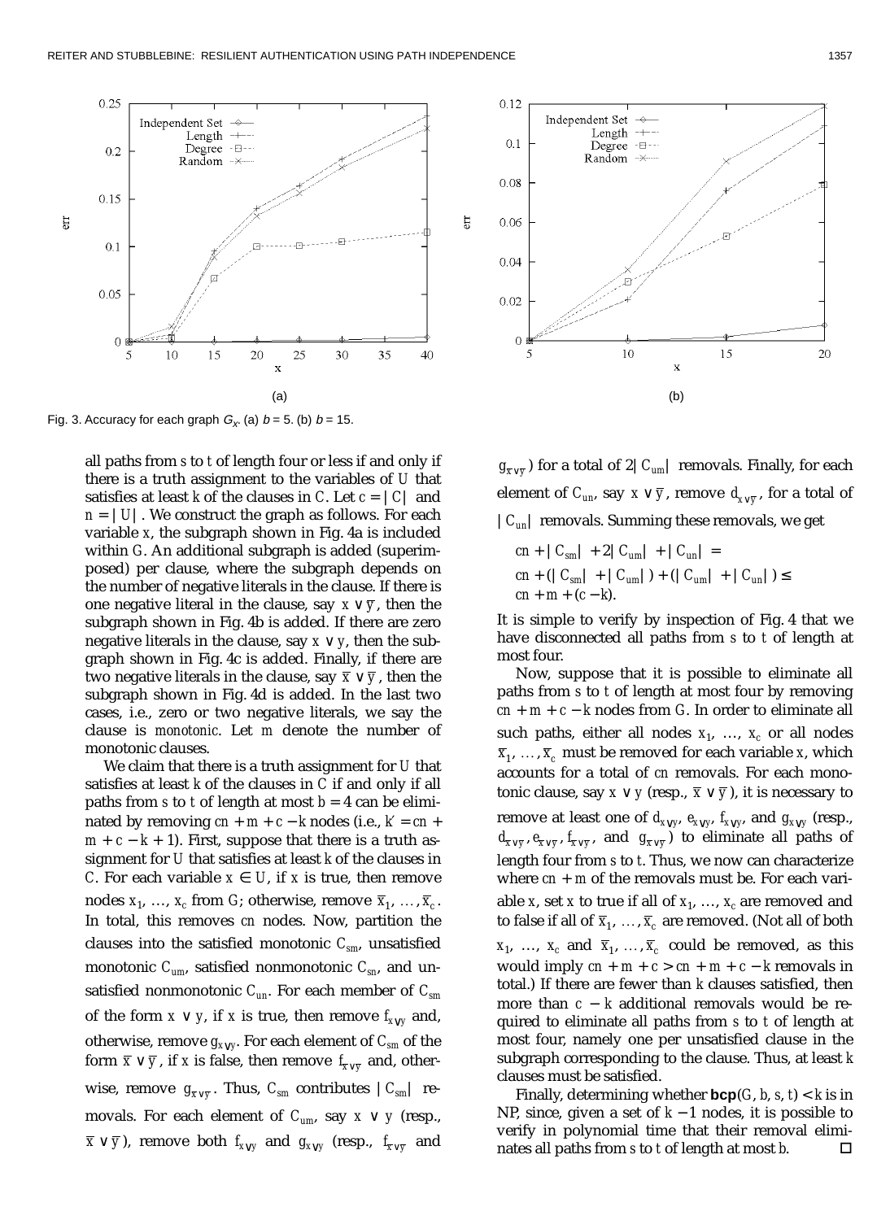Fig. 3. Accuracy for each graph $G_x$. (a) $b = 5$. (b) $b = 15$.

all paths from $s$ to $t$ of length four or less if and only if there is a truth assignment to the variables of $U$ that satisfies at least $k$ of the clauses in $C$. Let $c = |C|$ and $n = |U|$. We construct the graph as follows. For each variable $x$, the subgraph shown in Fig. 4a is included within $G$. An additional subgraph is added (superimposed) per clause, where the subgraph depends on the number of negative literals in the clause. If there is one negative literal in the clause, say $x \vee \overline{y}$, then the subgraph shown in Fig. 4b is added. If there are zero negative literals in the clause, say $x \vee y$, then the subgraph shown in Fig. 4c is added. Finally, if there are two negative literals in the clause, say $\overline{x} \vee \overline{y}$, then the subgraph shown in Fig. 4d is added. In the last two cases, i.e., zero or two negative literals, we say the clause is *monotonic*. Let $m$ denote the number of monotonic clauses.

We claim that there is a truth assignment for $U$ that satisfies at least $k$ of the clauses in $C$ if and only if all paths from $s$ to $t$ of length at most $b = 4$ can be eliminated by removing $cn + m + c - k$ nodes (i.e., $k' = cn + m + c - k + 1$). First, suppose that there is a truth assignment for $U$ that satisfies at least $k$ of the clauses in $C$. For each variable $x \in U$, if $x$ is true, then remove nodes $x_1, \ldots, x_c$ from $G$; otherwise, remove $\overline{x}_1, \ldots, \overline{x}_c$. In total, this removes $cn$ nodes. Now, partition the clauses into the satisfied monotonic $C_{sm}$, unsatisfied monotonic $C_{um}$, satisfied nonmonotonic $C_{sn}$, and unsatisfied nonmonotonic $C_{un}$. For each member of $C_{sm}$ of the form $x \vee y$, if $x$ is true, then remove $f_{x \vee y}$ and, otherwise, remove $g_{x \vee y}$. For each element of $C_{sm}$ of the form $\overline{x} \vee \overline{y}$, if $x$ is false, then remove $f_{\overline{x} \vee \overline{y}}$ and, otherwise, remove $g_{\overline{x} \vee \overline{y}}$. Thus, $C_{sm}$ contributes $|C_{sm}|$ removals. For each element of $C_{um}$, say $x \vee y$ (resp., $\overline{x} \vee \overline{y}$), remove both $f_{x \vee y}$ and $g_{x \vee y}$ (resp., $f_{\overline{x} \vee \overline{y}}$ and $g_{\overline{x} \vee \overline{y}}$) for a total of $2|C_{um}|$ removals. Finally, for each element of $C_{un}$, say $x \vee \overline{y}$, remove $d_{x \vee \overline{y}}$, for a total of $|C_{un}|$ removals. Summing these removals, we get

$$
\begin{aligned}
&cn + |C_{sm}| + 2|C_{um}| + |C_{un}| = \\
&cn + (|C_{sm}| + |C_{um}|) + (|C_{um}| + |C_{un}|) \leq \\
&cn + m + (c - k).
\end{aligned}
$$

It is simple to verify by inspection of Fig. 4 that we have disconnected all paths from $s$ to $t$ of length at most four.

Now, suppose that it is possible to eliminate all paths from $s$ to $t$ of length at most four by removing $cn + m + c - k$ nodes from $G$. In order to eliminate all such paths, either all nodes $x_1, \ldots, x_c$ or all nodes $\overline{x}_1, \ldots, \overline{x}_c$ must be removed for each variable $x$, which accounts for a total of $cn$ removals. For each monotonic clause, say $x \vee y$ (resp., $\overline{x} \vee \overline{y}$), it is necessary to remove at least one of $d_{x \vee y}$, $e_{x \vee y}$, $f_{x \vee y}$, and $g_{x \vee y}$ (resp., $d_{\overline{x} \vee \overline{y}}$, $e_{\overline{x} \vee \overline{y}}$, $f_{\overline{x} \vee \overline{y}}$, and $g_{\overline{x} \vee \overline{y}}$) to eliminate all paths of length four from $s$ to $t$. Thus, we now can characterize where $cn + m$ of the removals must be. For each variable $x$, set $x$ to true if all of $x_1, \ldots, x_c$ are removed and to false if all of $\overline{x}_1, \ldots, \overline{x}_c$ are removed. (Not all of both $x_1, \ldots, x_c$ and $\overline{x}_1, \ldots, \overline{x}_c$ could be removed, as this would imply $cn + m + c > cn + m + c - k$ removals in total.) If there are fewer than $k$ clauses satisfied, then more than $c - k$ additional removals would be required to eliminate all paths from $s$ to $t$ of length at most four, namely one per unsatisfied clause in the subgraph corresponding to the clause. Thus, at least $k$ clauses must be satisfied.

Finally, determining whether **bcp**$(G, b, s, t) < k$ is in NP, since, given a set of $k - 1$ nodes, it is possible to verify in polynomial time that their removal eliminates all paths from $s$ to $t$ of length at most $b$. □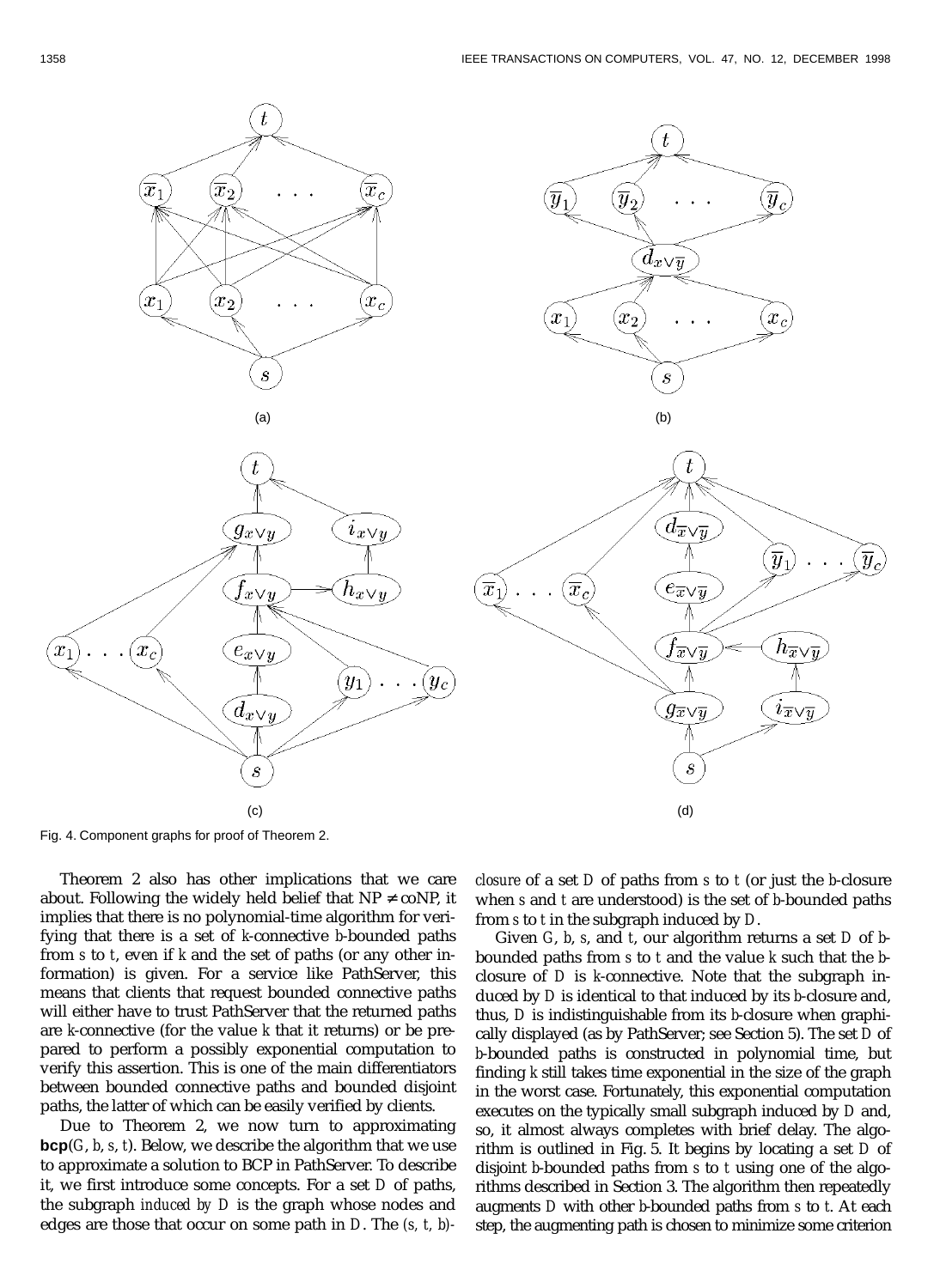(a)

(b)

(c)

(d)

Fig. 4. Component graphs for proof of Theorem 2.

Theorem 2 also has other implications that we care about. Following the widely held belief that NP ≠ coNP, it implies that there is no polynomial-time algorithm for verifying that there is a set of $k$-connective $b$-bounded paths from $s$ to $t$, even if $k$ and the set of paths (or any other information) is given. For a service like PathServer, this means that clients that request bounded connective paths will either have to trust PathServer that the returned paths are $k$-connective (for the value $k$ that it returns) or be prepared to perform a possibly exponential computation to verify this assertion. This is one of the main differentiators between bounded connective paths and bounded disjoint paths, the latter of which can be easily verified by clients.

Due to Theorem 2, we now turn to approximating **bcp**($G$, $b$, $s$, $t$). Below, we describe the algorithm that we use to approximate a solution to BCP in PathServer. To describe it, we first introduce some concepts. For a set $D$ of paths, the subgraph *induced by* $D$ is the graph whose nodes and edges are those that occur on some path in $D$. The *(s, t, b)-closure* of a set $D$ of paths from $s$ to $t$ (or just the $b$-closure when $s$ and $t$ are understood) is the set of $b$-bounded paths from $s$ to $t$ in the subgraph induced by $D$.

Given $G$, $b$, $s$, and $t$, our algorithm returns a set $D$ of $b$-bounded paths from $s$ to $t$ and the value $k$ such that the $b$-closure of $D$ is $k$-connective. Note that the subgraph induced by $D$ is identical to that induced by its $b$-closure and, thus, $D$ is indistinguishable from its $b$-closure when graphically displayed (as by PathServer; see Section 5). The set $D$ of $b$-bounded paths is constructed in polynomial time, but finding $k$ still takes time exponential in the size of the graph in the worst case. Fortunately, this exponential computation executes on the typically small subgraph induced by $D$ and, so, it almost always completes with brief delay. The algorithm is outlined in Fig. 5. It begins by locating a set $D$ of disjoint $b$-bounded paths from $s$ to $t$ using one of the algorithms described in Section 3. The algorithm then repeatedly augments $D$ with other $b$-bounded paths from $s$ to $t$. At each step, the augmenting path is chosen to minimize some criterion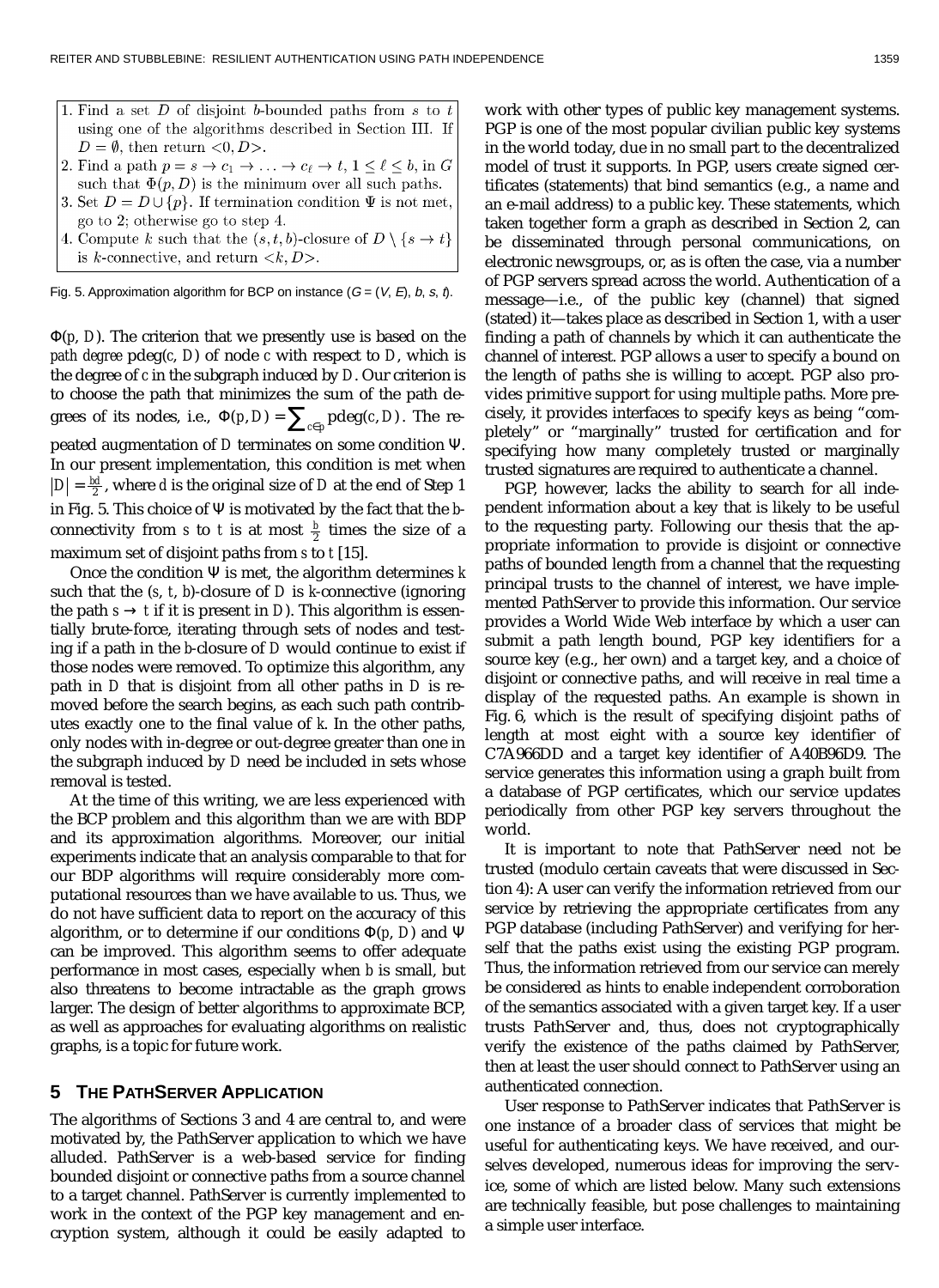1. Find a set $D$ of disjoint $b$-bounded paths from $s$ to $t$ using one of the algorithms described in Section III. If $D = \emptyset$, then return $<0, D>$.
2. Find a path $p = s \rightarrow c_1 \rightarrow \ldots \rightarrow c_\ell \rightarrow t$, $1 \leq \ell \leq b$, in $G$ such that $\Phi(p, D)$ is the minimum over all such paths.
3. Set $D = D \cup \{p\}$. If termination condition $\Psi$ is not met, go to 2; otherwise go to step 4.
4. Compute $k$ such that the $(s, t, b)$-closure of $D \setminus \{s \rightarrow t\}$ is $k$-connective, and return $<k, D>$.

Fig. 5. Approximation algorithm for BCP on instance ($G = (V, E)$, $b$, $s$, $t$).

$\Phi(p, D)$. The criterion that we presently use is based on the *path degree* $\text{pdeg}(c, D)$ of node $c$ with respect to $D$, which is the degree of $c$ in the subgraph induced by $D$. Our criterion is to choose the path that minimizes the sum of the path degrees of its nodes, i.e., $\Phi(p, D) = \sum_{c \in p} \text{pdeg}(c, D)$. The repeated augmentation of $D$ terminates on some condition $\Psi$. In our present implementation, this condition is met when $|D| = \frac{bd}{2}$, where $d$ is the original size of $D$ at the end of Step 1 in Fig. 5. This choice of $\Psi$ is motivated by the fact that the $b$-connectivity from $s$ to $t$ is at most $\frac{b}{2}$ times the size of a maximum set of disjoint paths from $s$ to $t$ [15].

Once the condition $\Psi$ is met, the algorithm determines $k$ such that the $(s, t, b)$-closure of $D$ is $k$-connective (ignoring the path $s \rightarrow t$ if it is present in $D$). This algorithm is essentially brute-force, iterating through sets of nodes and testing if a path in the $b$-closure of $D$ would continue to exist if those nodes were removed. To optimize this algorithm, any path in $D$ that is disjoint from all other paths in $D$ is removed before the search begins, as each such path contributes exactly one to the final value of $k$. In the other paths, only nodes with in-degree or out-degree greater than one in the subgraph induced by $D$ need be included in sets whose removal is tested.

At the time of this writing, we are less experienced with the BCP problem and this algorithm than we are with BDP and its approximation algorithms. Moreover, our initial experiments indicate that an analysis comparable to that for our BDP algorithms will require considerably more computational resources than we have available to us. Thus, we do not have sufficient data to report on the accuracy of this algorithm, or to determine if our conditions $\Phi(p, D)$ and $\Psi$ can be improved. This algorithm seems to offer adequate performance in most cases, especially when $b$ is small, but also threatens to become intractable as the graph grows larger. The design of better algorithms to approximate BCP, as well as approaches for evaluating algorithms on realistic graphs, is a topic for future work.

## 5 The PathServer Application

The algorithms of Sections 3 and 4 are central to, and were motivated by, the PathServer application to which we have alluded. PathServer is a web-based service for finding bounded disjoint or connective paths from a source channel to a target channel. PathServer is currently implemented to work in the context of the PGP key management and encryption system, although it could be easily adapted to work with other types of public key management systems. PGP is one of the most popular civilian public key systems in the world today, due in no small part to the decentralized model of trust it supports. In PGP, users create signed certificates (statements) that bind semantics (e.g., a name and an e-mail address) to a public key. These statements, which taken together form a graph as described in Section 2, can be disseminated through personal communications, on electronic newsgroups, or, as is often the case, via a number of PGP servers spread across the world. Authentication of a message—i.e., of the public key (channel) that signed (stated) it—takes place as described in Section 1, with a user finding a path of channels by which it can authenticate the channel of interest. PGP allows a user to specify a bound on the length of paths she is willing to accept. PGP also provides primitive support for using multiple paths. More precisely, it provides interfaces to specify keys as being "completely" or "marginally" trusted for certification and for specifying how many completely trusted or marginally trusted signatures are required to authenticate a channel.

PGP, however, lacks the ability to search for all independent information about a key that is likely to be useful to the requesting party. Following our thesis that the appropriate information to provide is disjoint or connective paths of bounded length from a channel that the requesting principal trusts to the channel of interest, we have implemented PathServer to provide this information. Our service provides a World Wide Web interface by which a user can submit a path length bound, PGP key identifiers for a source key (e.g., her own) and a target key, and a choice of disjoint or connective paths, and will receive in real time a display of the requested paths. An example is shown in Fig. 6, which is the result of specifying disjoint paths of length at most eight with a source key identifier of C7A966DD and a target key identifier of A40B96D9. The service generates this information using a graph built from a database of PGP certificates, which our service updates periodically from other PGP key servers throughout the world.

It is important to note that PathServer need not be trusted (modulo certain caveats that were discussed in Section 4): A user can verify the information retrieved from our service by retrieving the appropriate certificates from any PGP database (including PathServer) and verifying for herself that the paths exist using the existing PGP program. Thus, the information retrieved from our service can merely be considered as hints to enable independent corroboration of the semantics associated with a given target key. If a user trusts PathServer and, thus, does not cryptographically verify the existence of the paths claimed by PathServer, then at least the user should connect to PathServer using an authenticated connection.

User response to PathServer indicates that PathServer is one instance of a broader class of services that might be useful for authenticating keys. We have received, and ourselves developed, numerous ideas for improving the service, some of which are listed below. Many such extensions are technically feasible, but pose challenges to maintaining a simple user interface.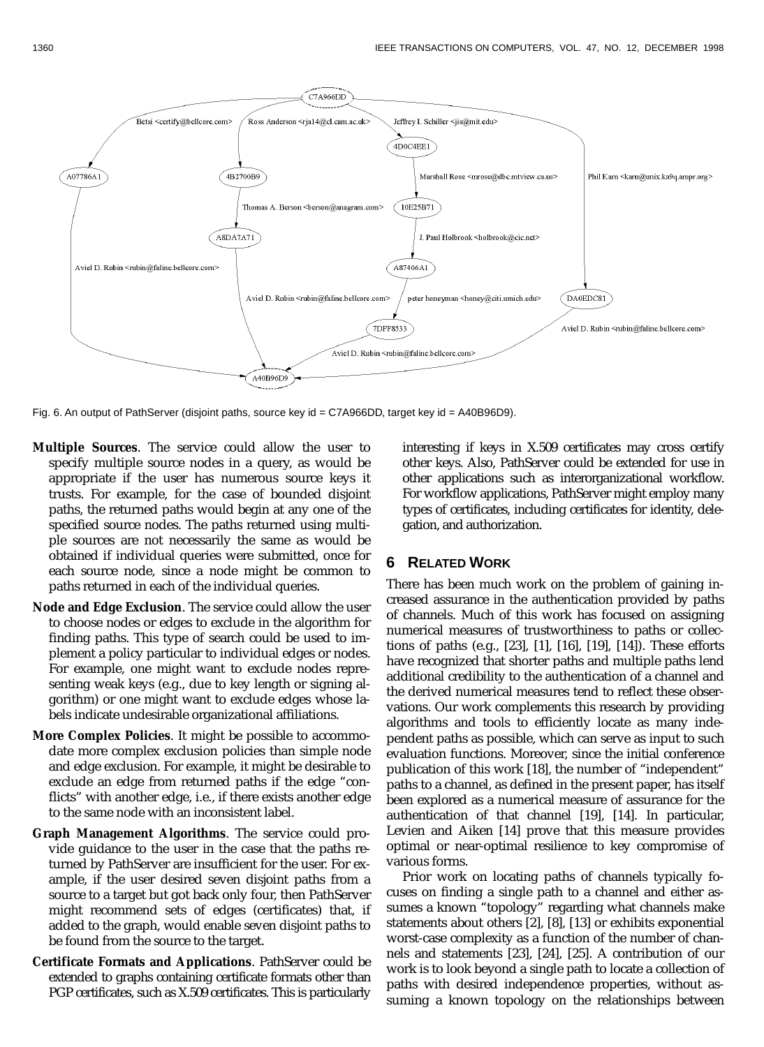Fig. 6. An output of PathServer (disjoint paths, source key id = C7A966DD, target key id = A40B96D9).

**Multiple Sources**. The service could allow the user to specify multiple source nodes in a query, as would be appropriate if the user has numerous source keys it trusts. For example, for the case of bounded disjoint paths, the returned paths would begin at any one of the specified source nodes. The paths returned using multiple sources are not necessarily the same as would be obtained if individual queries were submitted, once for each source node, since a node might be common to paths returned in each of the individual queries.

**Node and Edge Exclusion**. The service could allow the user to choose nodes or edges to exclude in the algorithm for finding paths. This type of search could be used to implement a policy particular to individual edges or nodes. For example, one might want to exclude nodes representing weak keys (e.g., due to key length or signing algorithm) or one might want to exclude edges whose labels indicate undesirable organizational affiliations.

**More Complex Policies**. It might be possible to accommodate more complex exclusion policies than simple node and edge exclusion. For example, it might be desirable to exclude an edge from returned paths if the edge "conflicts" with another edge, i.e., if there exists another edge to the same node with an inconsistent label.

**Graph Management Algorithms**. The service could provide guidance to the user in the case that the paths returned by PathServer are insufficient for the user. For example, if the user desired seven disjoint paths from a source to a target but got back only four, then PathServer might recommend sets of edges (certificates) that, if added to the graph, would enable seven disjoint paths to be found from the source to the target.

**Certificate Formats and Applications**. PathServer could be extended to graphs containing certificate formats other than PGP certificates, such as X.509 certificates. This is particularly interesting if keys in X.509 certificates may cross certify other keys. Also, PathServer could be extended for use in other applications such as interorganizational workflow. For workflow applications, PathServer might employ many types of certificates, including certificates for identity, delegation, and authorization.

## 6 Related Work

There has been much work on the problem of gaining increased assurance in the authentication provided by paths of channels. Much of this work has focused on assigning numerical measures of trustworthiness to paths or collections of paths (e.g., [23], [1], [16], [19], [14]). These efforts have recognized that shorter paths and multiple paths lend additional credibility to the authentication of a channel and the derived numerical measures tend to reflect these observations. Our work complements this research by providing algorithms and tools to efficiently locate as many independent paths as possible, which can serve as input to such evaluation functions. Moreover, since the initial conference publication of this work [18], the number of "independent" paths to a channel, as defined in the present paper, has itself been explored as a numerical measure of assurance for the authentication of that channel [19], [14]. In particular, Levien and Aiken [14] prove that this measure provides optimal or near-optimal resilience to key compromise of various forms.

Prior work on locating paths of channels typically focuses on finding a single path to a channel and either assumes a known "topology" regarding what channels make statements about others [2], [8], [13] or exhibits exponential worst-case complexity as a function of the number of channels and statements [23], [24], [25]. A contribution of our work is to look beyond a single path to locate a collection of paths with desired independence properties, without assuming a known topology on the relationships between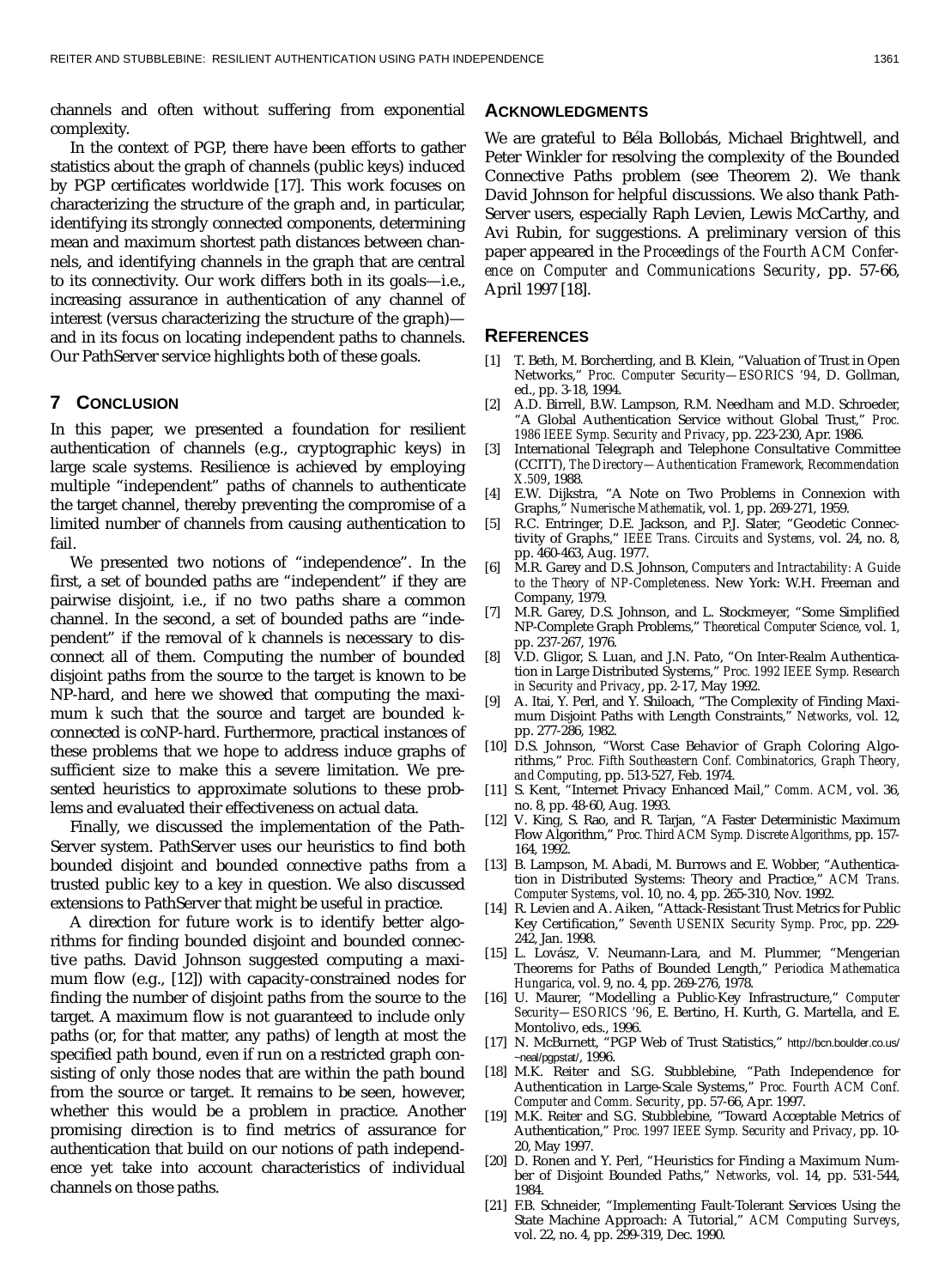channels and often without suffering from exponential complexity.

In the context of PGP, there have been efforts to gather statistics about the graph of channels (public keys) induced by PGP certificates worldwide [17]. This work focuses on characterizing the structure of the graph and, in particular, identifying its strongly connected components, determining mean and maximum shortest path distances between channels, and identifying channels in the graph that are central to its connectivity. Our work differs both in its goals—i.e., increasing assurance in authentication of any channel of interest (versus characterizing the structure of the graph)—and in its focus on locating independent paths to channels. Our PathServer service highlights both of these goals.

## 7 CONCLUSION

In this paper, we presented a foundation for resilient authentication of channels (e.g., cryptographic keys) in large scale systems. Resilience is achieved by employing multiple "independent" paths of channels to authenticate the target channel, thereby preventing the compromise of a limited number of channels from causing authentication to fail.

We presented two notions of "independence". In the first, a set of bounded paths are "independent" if they are pairwise disjoint, i.e., if no two paths share a common channel. In the second, a set of bounded paths are "independent" if the removal of $k$ channels is necessary to disconnect all of them. Computing the number of bounded disjoint paths from the source to the target is known to be NP-hard, and here we showed that computing the maximum $k$ such that the source and target are bounded $k$-connected is coNP-hard. Furthermore, practical instances of these problems that we hope to address induce graphs of sufficient size to make this a severe limitation. We presented heuristics to approximate solutions to these problems and evaluated their effectiveness on actual data.

Finally, we discussed the implementation of the PathServer system. PathServer uses our heuristics to find both bounded disjoint and bounded connective paths from a trusted public key to a key in question. We also discussed extensions to PathServer that might be useful in practice.

A direction for future work is to identify better algorithms for finding bounded disjoint and bounded connective paths. David Johnson suggested computing a maximum flow (e.g., [12]) with capacity-constrained nodes for finding the number of disjoint paths from the source to the target. A maximum flow is not guaranteed to include only paths (or, for that matter, any paths) of length at most the specified path bound, even if run on a restricted graph consisting of only those nodes that are within the path bound from the source or target. It remains to be seen, however, whether this would be a problem in practice. Another promising direction is to find metrics of assurance for authentication that build on our notions of path independence yet take into account characteristics of individual channels on those paths.

## ACKNOWLEDGMENTS

We are grateful to Béla Bollobás, Michael Brightwell, and Peter Winkler for resolving the complexity of the Bounded Connective Paths problem (see Theorem 2). We thank David Johnson for helpful discussions. We also thank PathServer users, especially Raph Levien, Lewis McCarthy, and Avi Rubin, for suggestions. A preliminary version of this paper appeared in the *Proceedings of the Fourth ACM Conference on Computer and Communications Security*, pp. 57-66, April 1997 [18].

## REFERENCES

[1] T. Beth, M. Borcherding, and B. Klein, "Valuation of Trust in Open Networks," *Proc. Computer Security—ESORICS '94*, D. Gollman, ed., pp. 3-18, 1994.

[2] A.D. Birrell, B.W. Lampson, R.M. Needham and M.D. Schroeder, "A Global Authentication Service without Global Trust," *Proc. 1986 IEEE Symp. Security and Privacy*, pp. 223-230, Apr. 1986.

[3] International Telegraph and Telephone Consultative Committee (CCITT), *The Directory—Authentication Framework, Recommendation X.509*, 1988.

[4] E.W. Dijkstra, "A Note on Two Problems in Connexion with Graphs," *Numerische Mathematik*, vol. 1, pp. 269-271, 1959.

[5] R.C. Entringer, D.E. Jackson, and P.J. Slater, "Geodetic Connectivity of Graphs," *IEEE Trans. Circuits and Systems*, vol. 24, no. 8, pp. 460-463, Aug. 1977.

[6] M.R. Garey and D.S. Johnson, *Computers and Intractability: A Guide to the Theory of NP-Completeness*. New York: W.H. Freeman and Company, 1979.

[7] M.R. Garey, D.S. Johnson, and L. Stockmeyer, "Some Simplified NP-Complete Graph Problems," *Theoretical Computer Science*, vol. 1, pp. 237-267, 1976.

[8] V.D. Gligor, S. Luan, and J.N. Pato, "On Inter-Realm Authentication in Large Distributed Systems," *Proc. 1992 IEEE Symp. Research in Security and Privacy*, pp. 2-17, May 1992.

[9] A. Itai, Y. Perl, and Y. Shiloach, "The Complexity of Finding Maximum Disjoint Paths with Length Constraints," *Networks*, vol. 12, pp. 277-286, 1982.

[10] D.S. Johnson, "Worst Case Behavior of Graph Coloring Algorithms," *Proc. Fifth Southeastern Conf. Combinatorics, Graph Theory, and Computing*, pp. 513-527, Feb. 1974.

[11] S. Kent, "Internet Privacy Enhanced Mail," *Comm. ACM*, vol. 36, no. 8, pp. 48-60, Aug. 1993.

[12] V. King, S. Rao, and R. Tarjan, "A Faster Deterministic Maximum Flow Algorithm," *Proc. Third ACM Symp. Discrete Algorithms*, pp. 157-164, 1992.

[13] B. Lampson, M. Abadi, M. Burrows and E. Wobber, "Authentication in Distributed Systems: Theory and Practice," *ACM Trans. Computer Systems*, vol. 10, no. 4, pp. 265-310, Nov. 1992.

[14] R. Levien and A. Aiken, "Attack-Resistant Trust Metrics for Public Key Certification," *Seventh USENIX Security Symp. Proc*, pp. 229-242, Jan. 1998.

[15] L. Lovász, V. Neumann-Lara, and M. Plummer, "Mengerian Theorems for Paths of Bounded Length," *Periodica Mathematica Hungarica*, vol. 9, no. 4, pp. 269-276, 1978.

[16] U. Maurer, "Modelling a Public-Key Infrastructure," *Computer Security—ESORICS '96*, E. Bertino, H. Kurth, G. Martella, and E. Montolivo, eds., 1996.

[17] N. McBurnett, "PGP Web of Trust Statistics," http://bcn.boulder.co.us/~neal/pgpstat/, 1996.

[18] M.K. Reiter and S.G. Stubblebine, "Path Independence for Authentication in Large-Scale Systems," *Proc. Fourth ACM Conf. Computer and Comm. Security*, pp. 57-66, Apr. 1997.

[19] M.K. Reiter and S.G. Stubblebine, "Toward Acceptable Metrics of Authentication," *Proc. 1997 IEEE Symp. Security and Privacy*, pp. 10-20, May 1997.

[20] D. Ronen and Y. Perl, "Heuristics for Finding a Maximum Number of Disjoint Bounded Paths," *Networks*, vol. 14, pp. 531-544, 1984.

[21] F.B. Schneider, "Implementing Fault-Tolerant Services Using the State Machine Approach: A Tutorial," *ACM Computing Surveys*, vol. 22, no. 4, pp. 299-319, Dec. 1990.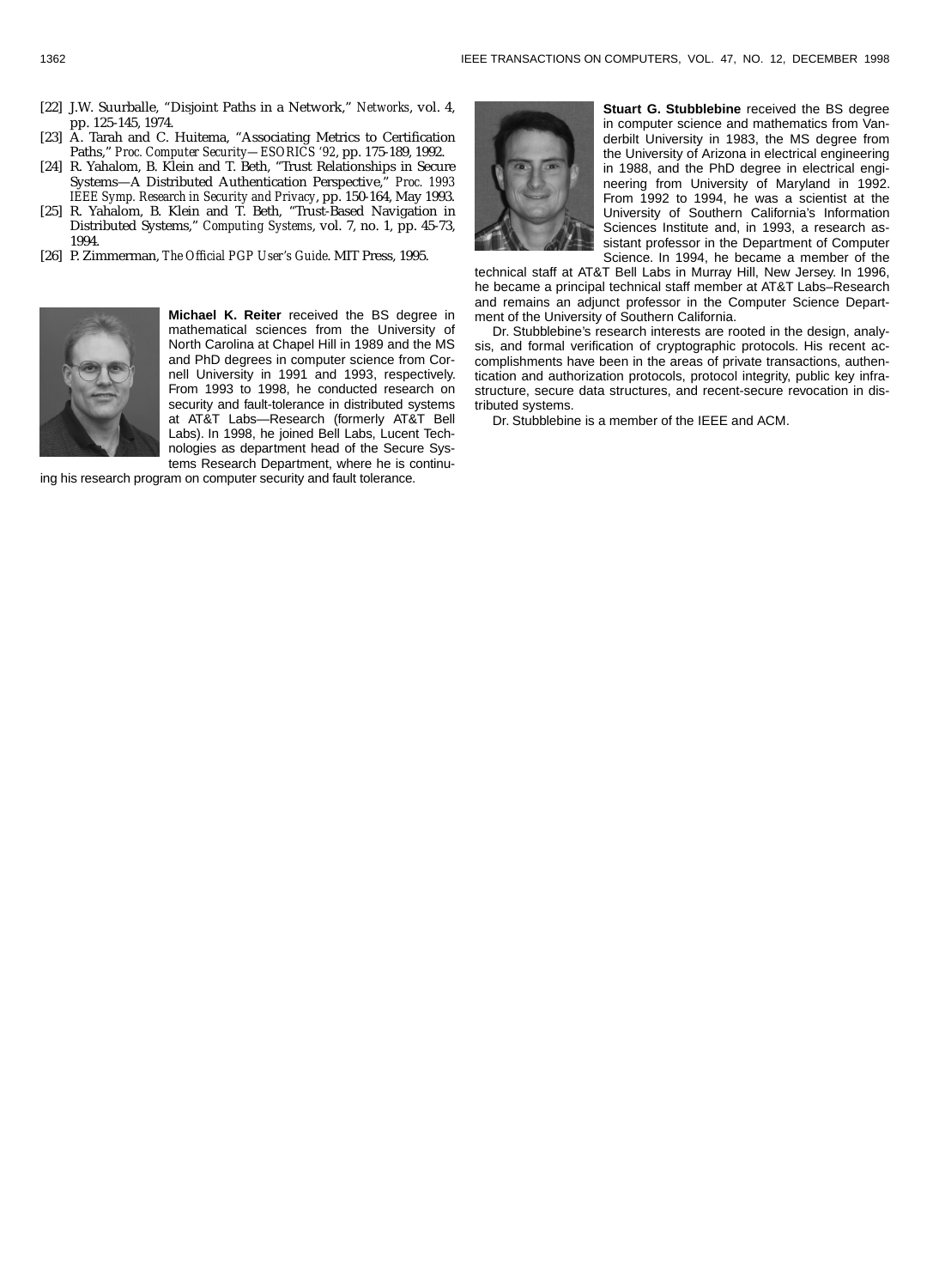[22] J.W. Suurballe, "Disjoint Paths in a Network," *Networks*, vol. 4, pp. 125-145, 1974.

[23] A. Tarah and C. Huitema, "Associating Metrics to Certification Paths," *Proc. Computer Security—ESORICS '92*, pp. 175-189, 1992.

[24] R. Yahalom, B. Klein and T. Beth, "Trust Relationships in Secure Systems—A Distributed Authentication Perspective," *Proc. 1993 IEEE Symp. Research in Security and Privacy*, pp. 150-164, May 1993.

[25] R. Yahalom, B. Klein and T. Beth, "Trust-Based Navigation in Distributed Systems," *Computing Systems*, vol. 7, no. 1, pp. 45-73, 1994.

[26] P. Zimmerman, *The Official PGP User's Guide*. MIT Press, 1995.

**Michael K. Reiter** received the BS degree in mathematical sciences from the University of North Carolina at Chapel Hill in 1989 and the MS and PhD degrees in computer science from Cornell University in 1991 and 1993, respectively. From 1993 to 1998, he conducted research on security and fault-tolerance in distributed systems at AT&T Labs—Research (formerly AT&T Bell Labs). In 1998, he joined Bell Labs, Lucent Technologies as department head of the Secure Systems Research Department, where he is continuing his research program on computer security and fault tolerance.

**Stuart G. Stubblebine** received the BS degree in computer science and mathematics from Vanderbilt University in 1983, the MS degree from the University of Arizona in electrical engineering in 1988, and the PhD degree in electrical engineering from University of Maryland in 1992. From 1992 to 1994, he was a scientist at the University of Southern California's Information Sciences Institute and, in 1993, a research assistant professor in the Department of Computer Science. In 1994, he became a member of the technical staff at AT&T Bell Labs in Murray Hill, New Jersey. In 1996, he became a principal technical staff member at AT&T Labs–Research and remains an adjunct professor in the Computer Science Department of the University of Southern California.

Dr. Stubblebine's research interests are rooted in the design, analysis, and formal verification of cryptographic protocols. His recent accomplishments have been in the areas of private transactions, authentication and authorization protocols, protocol integrity, public key infrastructure, secure data structures, and recent-secure revocation in distributed systems.

Dr. Stubblebine is a member of the IEEE and ACM.